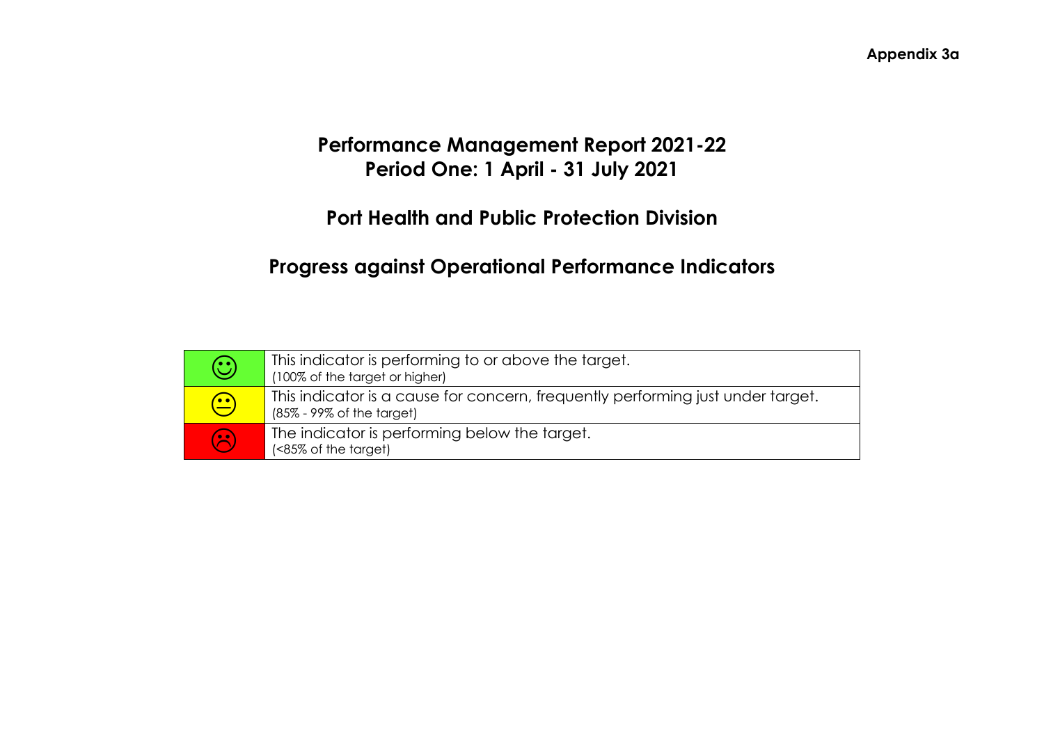**Appendix 3a**

# Performance Management Report 2021-22
# Period One: 1 April - 31 July 2021

## Port Health and Public Protection Division

## Progress against Operational Performance Indicators

| | |
|---|---|
| ☺ | This indicator is performing to or above the target. (100% of the target or higher) |
| 😐 | This indicator is a cause for concern, frequently performing just under target. (85% - 99% of the target) |
| ☹ | The indicator is performing below the target. (<85% of the target) |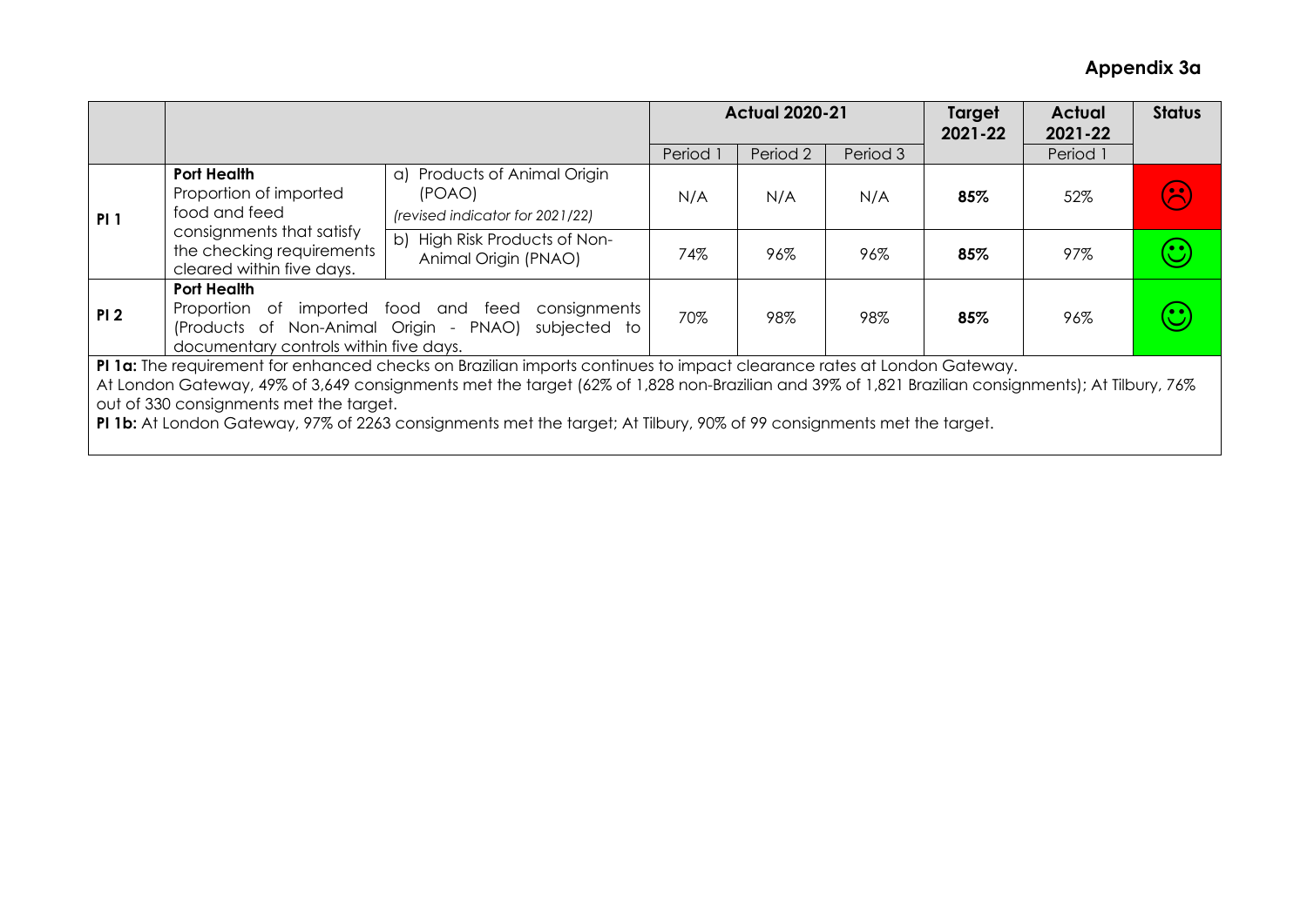**Appendix 3a**

| | | | Actual 2020-21 | | | Target 2021-22 | Actual 2021-22 | Status |
|---|---|---|---|---|---|---|---|---|
| | | | Period 1 | Period 2 | Period 3 | | Period 1 | |
| PI 1 | **Port Health** Proportion of imported food and feed consignments that satisfy the checking requirements cleared within five days. | a) Products of Animal Origin (POAO) *(revised indicator for 2021/22)* | N/A | N/A | N/A | **85%** | 52% | ☹ |
| | | b) High Risk Products of Non-Animal Origin (PNAO) | 74% | 96% | 96% | **85%** | 97% | ☺ |
| PI 2 | **Port Health** Proportion of imported food and feed consignments (Products of Non-Animal Origin - PNAO) subjected to documentary controls within five days. | | 70% | 98% | 98% | **85%** | 96% | ☺ |

**PI 1a:** The requirement for enhanced checks on Brazilian imports continues to impact clearance rates at London Gateway.
At London Gateway, 49% of 3,649 consignments met the target (62% of 1,828 non-Brazilian and 39% of 1,821 Brazilian consignments); At Tilbury, 76% out of 330 consignments met the target.
**PI 1b:** At London Gateway, 97% of 2263 consignments met the target; At Tilbury, 90% of 99 consignments met the target.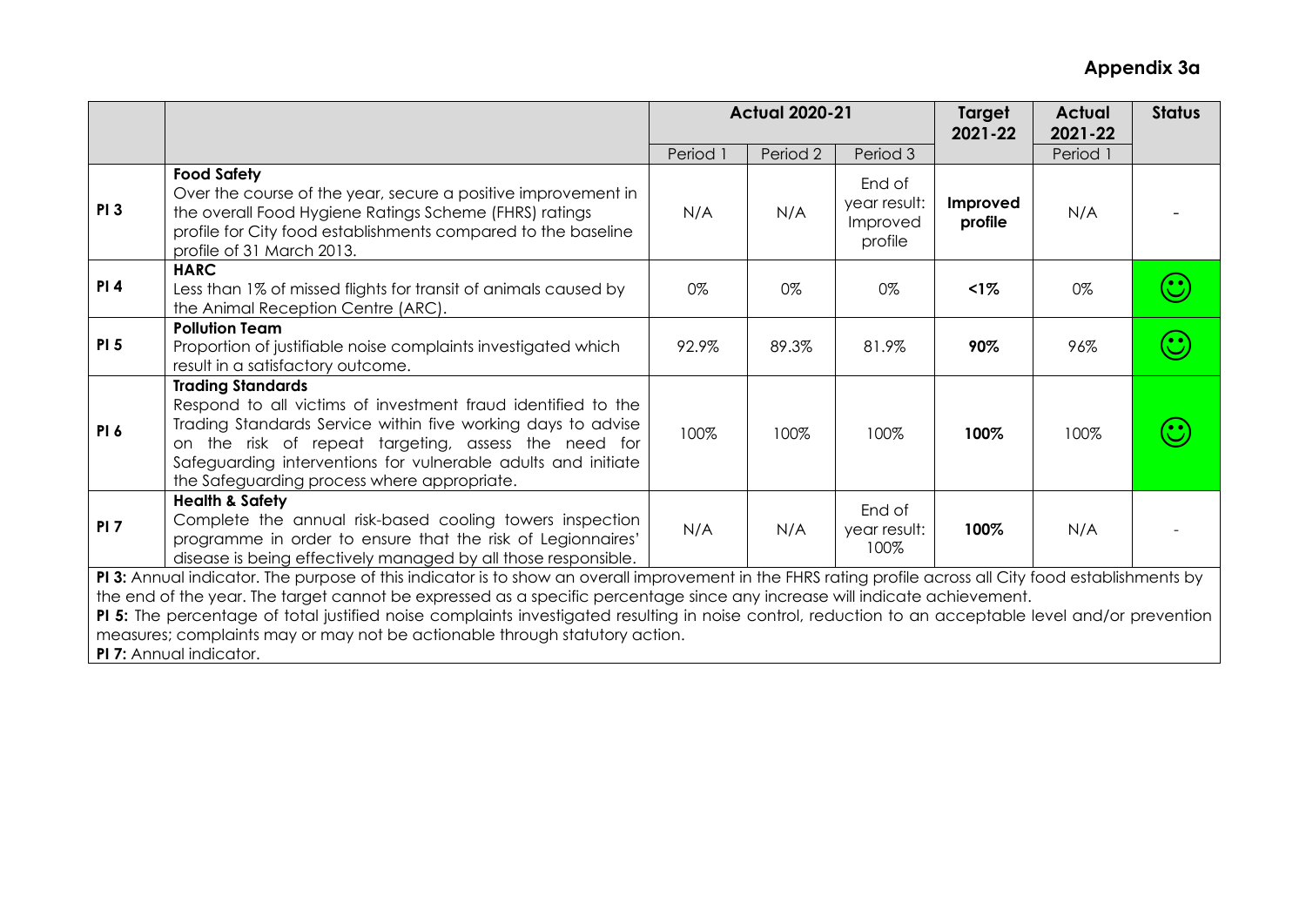## Appendix 3a

| | | Actual 2020-21 | | | Target 2021-22 | Actual 2021-22 | Status |
|---|---|---|---|---|---|---|---|
| | | Period 1 | Period 2 | Period 3 | | Period 1 | |
| **PI 3** | **Food Safety**<br>Over the course of the year, secure a positive improvement in the overall Food Hygiene Ratings Scheme (FHRS) ratings profile for City food establishments compared to the baseline profile of 31 March 2013. | N/A | N/A | End of year result: Improved profile | **Improved profile** | N/A | - |
| **PI 4** | **HARC**<br>Less than 1% of missed flights for transit of animals caused by the Animal Reception Centre (ARC). | 0% | 0% | 0% | **<1%** | 0% | ☺ |
| **PI 5** | **Pollution Team**<br>Proportion of justifiable noise complaints investigated which result in a satisfactory outcome. | 92.9% | 89.3% | 81.9% | **90%** | 96% | ☺ |
| **PI 6** | **Trading Standards**<br>Respond to all victims of investment fraud identified to the Trading Standards Service within five working days to advise on the risk of repeat targeting, assess the need for Safeguarding interventions for vulnerable adults and initiate the Safeguarding process where appropriate. | 100% | 100% | 100% | **100%** | 100% | ☺ |
| **PI 7** | **Health & Safety**<br>Complete the annual risk-based cooling towers inspection programme in order to ensure that the risk of Legionnaires' disease is being effectively managed by all those responsible. | N/A | N/A | End of year result: 100% | **100%** | N/A | - |

**PI 3:** Annual indicator. The purpose of this indicator is to show an overall improvement in the FHRS rating profile across all City food establishments by the end of the year. The target cannot be expressed as a specific percentage since any increase will indicate achievement.
**PI 5:** The percentage of total justified noise complaints investigated resulting in noise control, reduction to an acceptable level and/or prevention measures; complaints may or may not be actionable through statutory action.
**PI 7:** Annual indicator.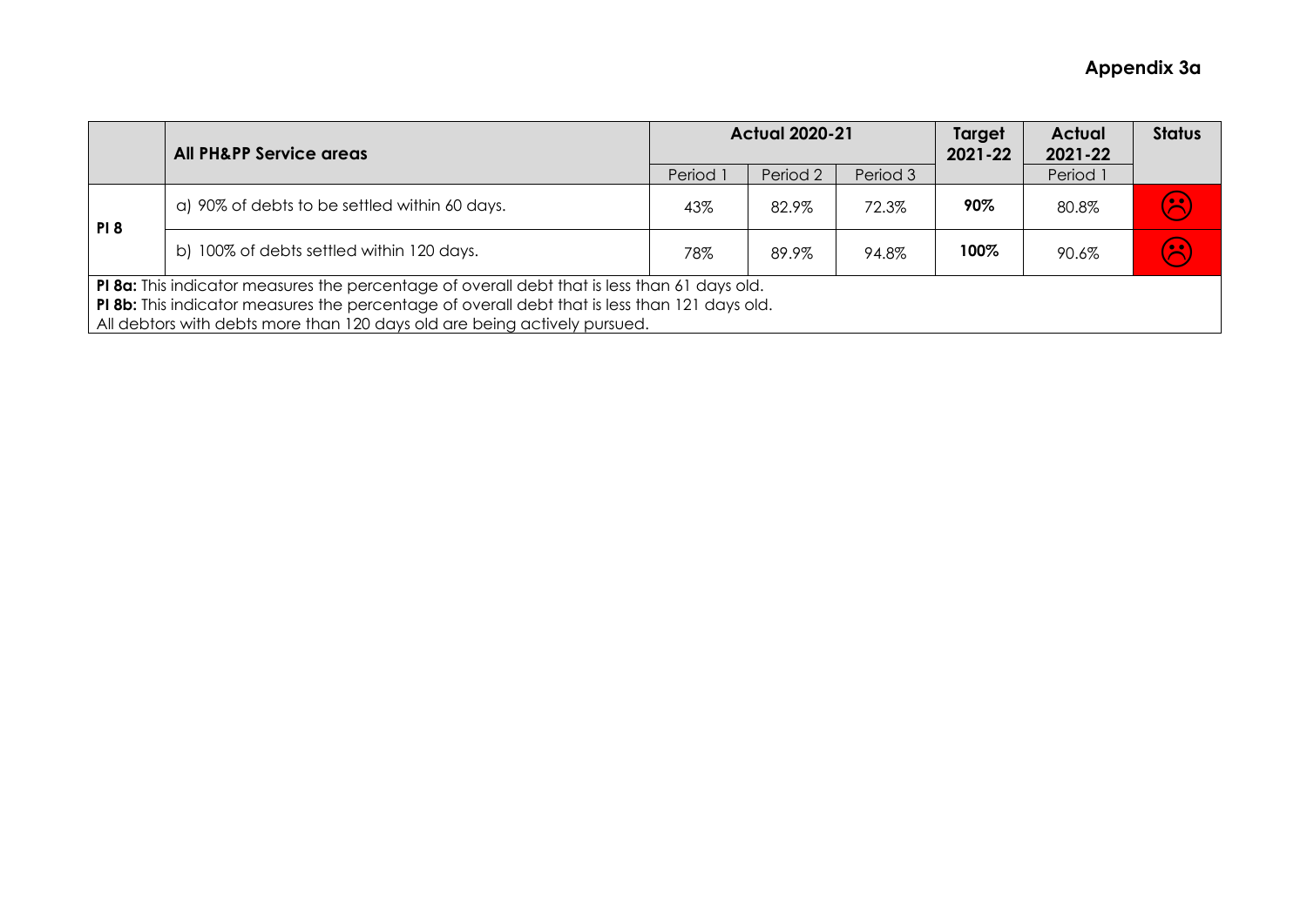## Appendix 3a

| | All PH&PP Service areas | Actual 2020-21 | | | Target 2021-22 | Actual 2021-22 | Status |
|---|---|---|---|---|---|---|---|
| | | Period 1 | Period 2 | Period 3 | | Period 1 | |
| PI 8 | a) 90% of debts to be settled within 60 days. | 43% | 82.9% | 72.3% | **90%** | 80.8% | ☹ |
| | b) 100% of debts settled within 120 days. | 78% | 89.9% | 94.8% | **100%** | 90.6% | ☹ |

**PI 8a:** This indicator measures the percentage of overall debt that is less than 61 days old.
**PI 8b:** This indicator measures the percentage of overall debt that is less than 121 days old.
All debtors with debts more than 120 days old are being actively pursued.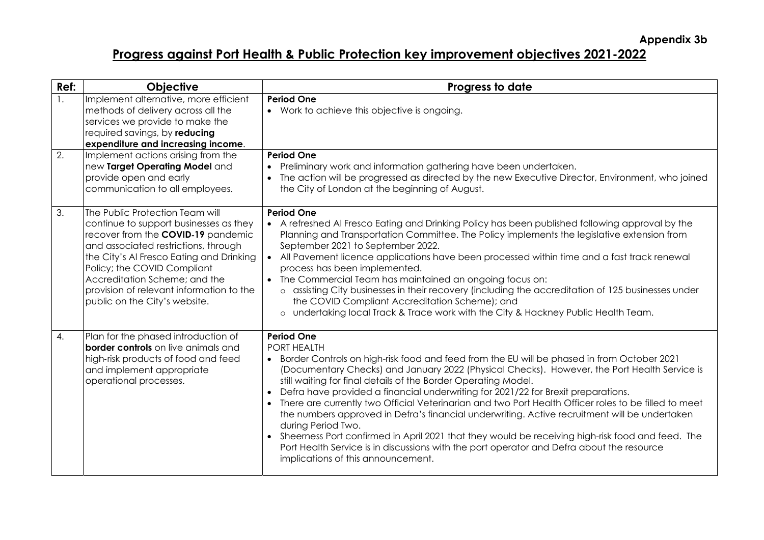**Appendix 3b**

# Progress against Port Health & Public Protection key improvement objectives 2021-2022

| Ref: | Objective | Progress to date |
|---|---|---|
| 1. | Implement alternative, more efficient methods of delivery across all the services we provide to make the required savings, by **reducing expenditure and increasing income**. | **Period One**<br>• Work to achieve this objective is ongoing. |
| 2. | Implement actions arising from the new **Target Operating Model** and provide open and early communication to all employees. | **Period One**<br>• Preliminary work and information gathering have been undertaken.<br>• The action will be progressed as directed by the new Executive Director, Environment, who joined the City of London at the beginning of August. |
| 3. | The Public Protection Team will continue to support businesses as they recover from the **COVID-19** pandemic and associated restrictions, through the City's Al Fresco Eating and Drinking Policy; the COVID Compliant Accreditation Scheme; and the provision of relevant information to the public on the City's website. | **Period One**<br>• A refreshed Al Fresco Eating and Drinking Policy has been published following approval by the Planning and Transportation Committee. The Policy implements the legislative extension from September 2021 to September 2022.<br>• All Pavement licence applications have been processed within time and a fast track renewal process has been implemented.<br>• The Commercial Team has maintained an ongoing focus on:<br>&nbsp;&nbsp;○ assisting City businesses in their recovery (including the accreditation of 125 businesses under the COVID Compliant Accreditation Scheme); and<br>&nbsp;&nbsp;○ undertaking local Track & Trace work with the City & Hackney Public Health Team. |
| 4. | Plan for the phased introduction of **border controls** on live animals and high-risk products of food and feed and implement appropriate operational processes. | **Period One**<br>PORT HEALTH<br>• Border Controls on high-risk food and feed from the EU will be phased in from October 2021 (Documentary Checks) and January 2022 (Physical Checks). However, the Port Health Service is still waiting for final details of the Border Operating Model.<br>• Defra have provided a financial underwriting for 2021/22 for Brexit preparations.<br>• There are currently two Official Veterinarian and two Port Health Officer roles to be filled to meet the numbers approved in Defra's financial underwriting. Active recruitment will be undertaken during Period Two.<br>• Sheerness Port confirmed in April 2021 that they would be receiving high-risk food and feed. The Port Health Service is in discussions with the port operator and Defra about the resource implications of this announcement. |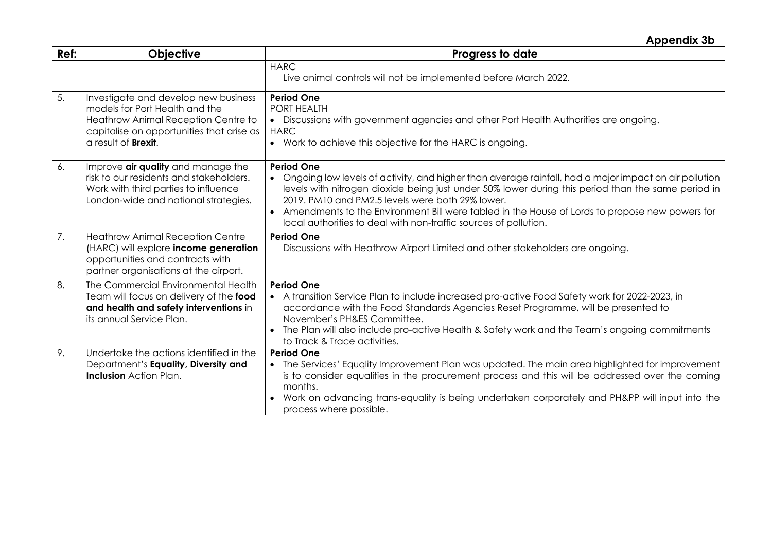**Appendix 3b**

| Ref: | Objective | Progress to date |
|---|---|---|
| | | HARC<br>Live animal controls will not be implemented before March 2022. |
| 5. | Investigate and develop new business models for Port Health and the Heathrow Animal Reception Centre to capitalise on opportunities that arise as a result of **Brexit**. | **Period One**<br>PORT HEALTH<br>• Discussions with government agencies and other Port Health Authorities are ongoing.<br>HARC<br>• Work to achieve this objective for the HARC is ongoing. |
| 6. | Improve **air quality** and manage the risk to our residents and stakeholders. Work with third parties to influence London-wide and national strategies. | **Period One**<br>• Ongoing low levels of activity, and higher than average rainfall, had a major impact on air pollution levels with nitrogen dioxide being just under 50% lower during this period than the same period in 2019. PM10 and PM2.5 levels were both 29% lower.<br>• Amendments to the Environment Bill were tabled in the House of Lords to propose new powers for local authorities to deal with non-traffic sources of pollution. |
| 7. | Heathrow Animal Reception Centre (HARC) will explore **income generation** opportunities and contracts with partner organisations at the airport. | **Period One**<br>Discussions with Heathrow Airport Limited and other stakeholders are ongoing. |
| 8. | The Commercial Environmental Health Team will focus on delivery of the **food and health and safety interventions** in its annual Service Plan. | **Period One**<br>• A transition Service Plan to include increased pro-active Food Safety work for 2022-2023, in accordance with the Food Standards Agencies Reset Programme, will be presented to November's PH&ES Committee.<br>• The Plan will also include pro-active Health & Safety work and the Team's ongoing commitments to Track & Trace activities. |
| 9. | Undertake the actions identified in the Department's **Equality, Diversity and Inclusion** Action Plan. | **Period One**<br>• The Services' Equqlity Improvement Plan was updated. The main area highlighted for improvement is to consider equalities in the procurement process and this will be addressed over the coming months.<br>• Work on advancing trans-equality is being undertaken corporately and PH&PP will input into the process where possible. |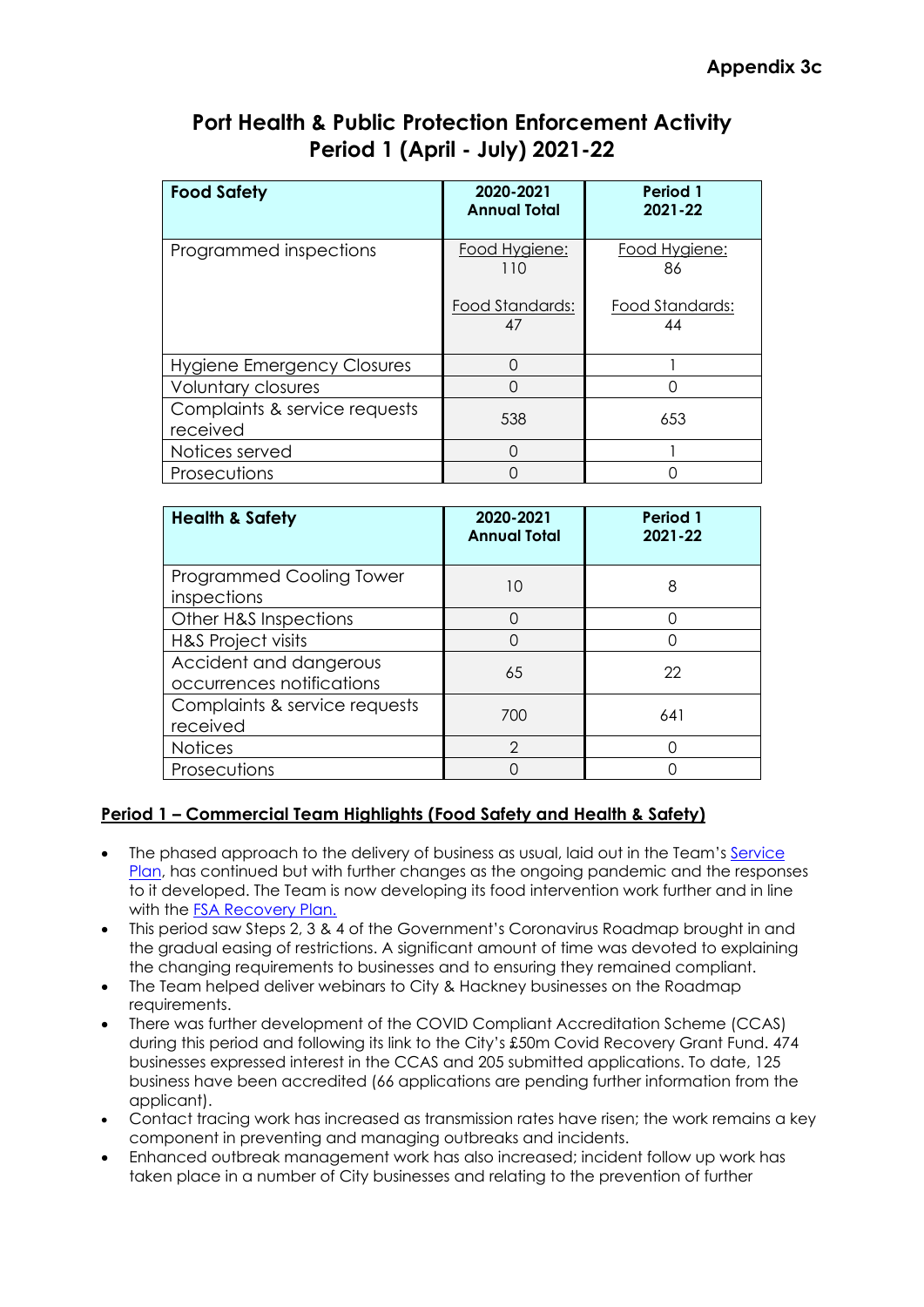**Appendix 3c**

# Port Health & Public Protection Enforcement Activity
# Period 1 (April - July) 2021-22

| Food Safety | 2020-2021 Annual Total | Period 1 2021-22 |
|---|---|---|
| Programmed inspections | Food Hygiene: 110<br><br>Food Standards: 47 | Food Hygiene: 86<br><br>Food Standards: 44 |
| Hygiene Emergency Closures | 0 | 1 |
| Voluntary closures | 0 | 0 |
| Complaints & service requests received | 538 | 653 |
| Notices served | 0 | 1 |
| Prosecutions | 0 | 0 |

| Health & Safety | 2020-2021 Annual Total | Period 1 2021-22 |
|---|---|---|
| Programmed Cooling Tower inspections | 10 | 8 |
| Other H&S Inspections | 0 | 0 |
| H&S Project visits | 0 | 0 |
| Accident and dangerous occurrences notifications | 65 | 22 |
| Complaints & service requests received | 700 | 641 |
| Notices | 2 | 0 |
| Prosecutions | 0 | 0 |

**Period 1 – Commercial Team Highlights (Food Safety and Health & Safety)**

- The phased approach to the delivery of business as usual, laid out in the Team's Service Plan, has continued but with further changes as the ongoing pandemic and the responses to it developed. The Team is now developing its food intervention work further and in line with the FSA Recovery Plan.
- This period saw Steps 2, 3 & 4 of the Government's Coronavirus Roadmap brought in and the gradual easing of restrictions. A significant amount of time was devoted to explaining the changing requirements to businesses and to ensuring they remained compliant.
- The Team helped deliver webinars to City & Hackney businesses on the Roadmap requirements.
- There was further development of the COVID Compliant Accreditation Scheme (CCAS) during this period and following its link to the City's £50m Covid Recovery Grant Fund. 474 businesses expressed interest in the CCAS and 205 submitted applications. To date, 125 business have been accredited (66 applications are pending further information from the applicant).
- Contact tracing work has increased as transmission rates have risen; the work remains a key component in preventing and managing outbreaks and incidents.
- Enhanced outbreak management work has also increased; incident follow up work has taken place in a number of City businesses and relating to the prevention of further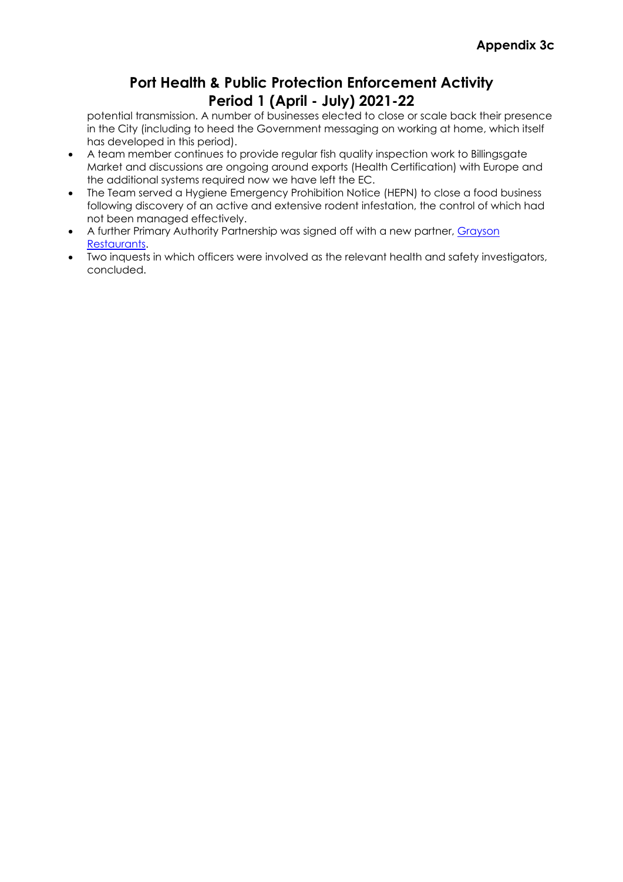potential transmission. A number of businesses elected to close or scale back their presence in the City (including to heed the Government messaging on working at home, which itself has developed in this period).

- A team member continues to provide regular fish quality inspection work to Billingsgate Market and discussions are ongoing around exports (Health Certification) with Europe and the additional systems required now we have left the EC.
- The Team served a Hygiene Emergency Prohibition Notice (HEPN) to close a food business following discovery of an active and extensive rodent infestation, the control of which had not been managed effectively.
- A further Primary Authority Partnership was signed off with a new partner, Grayson Restaurants.
- Two inquests in which officers were involved as the relevant health and safety investigators, concluded.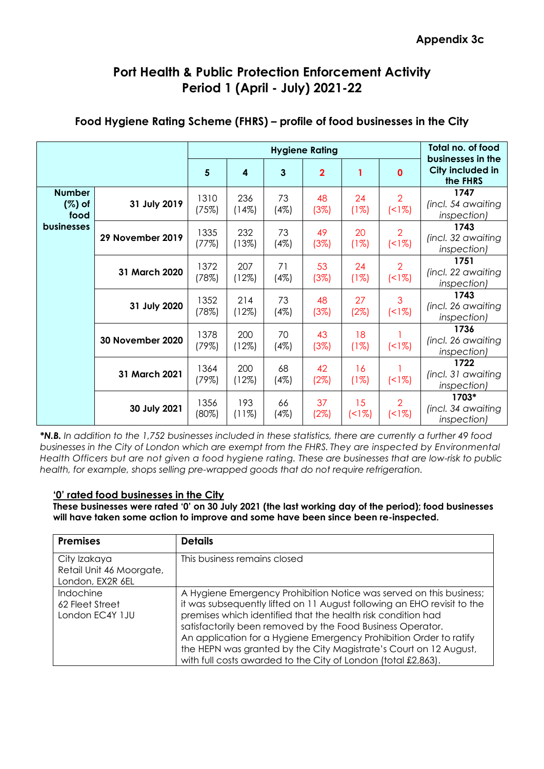**Appendix 3c**

# Port Health & Public Protection Enforcement Activity
# Period 1 (April - July) 2021-22

## Food Hygiene Rating Scheme (FHRS) – profile of food businesses in the City

| | | Hygiene Rating | | | | | | Total no. of food businesses in the City included in the FHRS |
|---|---|---|---|---|---|---|---|---|
| | | 5 | 4 | 3 | 2 | 1 | 0 | |
| Number (%) of food businesses | 31 July 2019 | 1310 (75%) | 236 (14%) | 73 (4%) | 48 (3%) | 24 (1%) | 2 (<1%) | 1747 *(incl. 54 awaiting inspection)* |
| | 29 November 2019 | 1335 (77%) | 232 (13%) | 73 (4%) | 49 (3%) | 20 (1%) | 2 (<1%) | 1743 *(incl. 32 awaiting inspection)* |
| | 31 March 2020 | 1372 (78%) | 207 (12%) | 71 (4%) | 53 (3%) | 24 (1%) | 2 (<1%) | 1751 *(incl. 22 awaiting inspection)* |
| | 31 July 2020 | 1352 (78%) | 214 (12%) | 73 (4%) | 48 (3%) | 27 (2%) | 3 (<1%) | 1743 *(incl. 26 awaiting inspection)* |
| | 30 November 2020 | 1378 (79%) | 200 (12%) | 70 (4%) | 43 (3%) | 18 (1%) | 1 (<1%) | 1736 *(incl. 26 awaiting inspection)* |
| | 31 March 2021 | 1364 (79%) | 200 (12%) | 68 (4%) | 42 (2%) | 16 (1%) | 1 (<1%) | 1722 *(incl. 31 awaiting inspection)* |
| | 30 July 2021 | 1356 (80%) | 193 (11%) | 66 (4%) | 37 (2%) | 15 (<1%) | 2 (<1%) | 1703* *(incl. 34 awaiting inspection)* |

***N.B.** In addition to the 1,752 businesses included in these statistics, there are currently a further 49 food businesses in the City of London which are exempt from the FHRS. They are inspected by Environmental Health Officers but are not given a food hygiene rating. These are businesses that are low-risk to public health, for example, shops selling pre-wrapped goods that do not require refrigeration.*

### '0' rated food businesses in the City

**These businesses were rated '0' on 30 July 2021 (the last working day of the period); food businesses will have taken some action to improve and some have been since been re-inspected.**

| Premises | Details |
|---|---|
| City Izakaya<br>Retail Unit 46 Moorgate,<br>London, EX2R 6EL | This business remains closed |
| Indochine<br>62 Fleet Street<br>London EC4Y 1JU | A Hygiene Emergency Prohibition Notice was served on this business; it was subsequently lifted on 11 August following an EHO revisit to the premises which identified that the health risk condition had satisfactorily been removed by the Food Business Operator.<br>An application for a Hygiene Emergency Prohibition Order to ratify the HEPN was granted by the City Magistrate's Court on 12 August, with full costs awarded to the City of London (total £2,863). |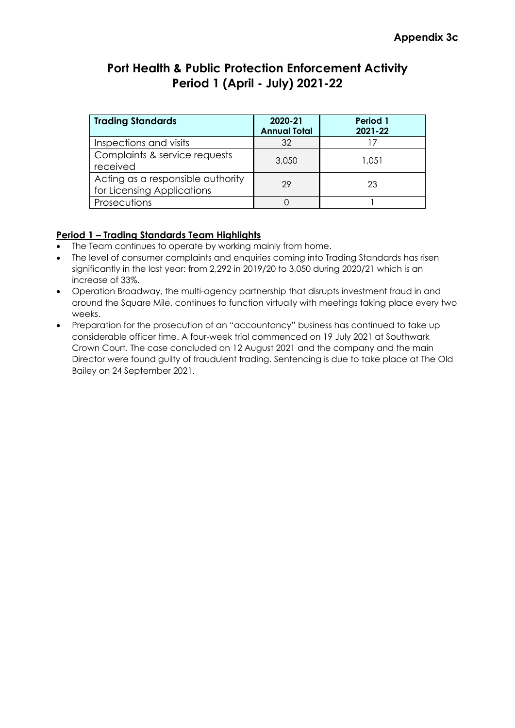**Appendix 3c**

# Port Health & Public Protection Enforcement Activity Period 1 (April - July) 2021-22

| Trading Standards | 2020-21 Annual Total | Period 1 2021-22 |
| --- | --- | --- |
| Inspections and visits | 32 | 17 |
| Complaints & service requests received | 3,050 | 1,051 |
| Acting as a responsible authority for Licensing Applications | 29 | 23 |
| Prosecutions | 0 | 1 |

**Period 1 – Trading Standards Team Highlights**

- The Team continues to operate by working mainly from home.
- The level of consumer complaints and enquiries coming into Trading Standards has risen significantly in the last year: from 2,292 in 2019/20 to 3,050 during 2020/21 which is an increase of 33%.
- Operation Broadway, the multi-agency partnership that disrupts investment fraud in and around the Square Mile, continues to function virtually with meetings taking place every two weeks.
- Preparation for the prosecution of an "accountancy" business has continued to take up considerable officer time. A four-week trial commenced on 19 July 2021 at Southwark Crown Court. The case concluded on 12 August 2021 and the company and the main Director were found guilty of fraudulent trading. Sentencing is due to take place at The Old Bailey on 24 September 2021.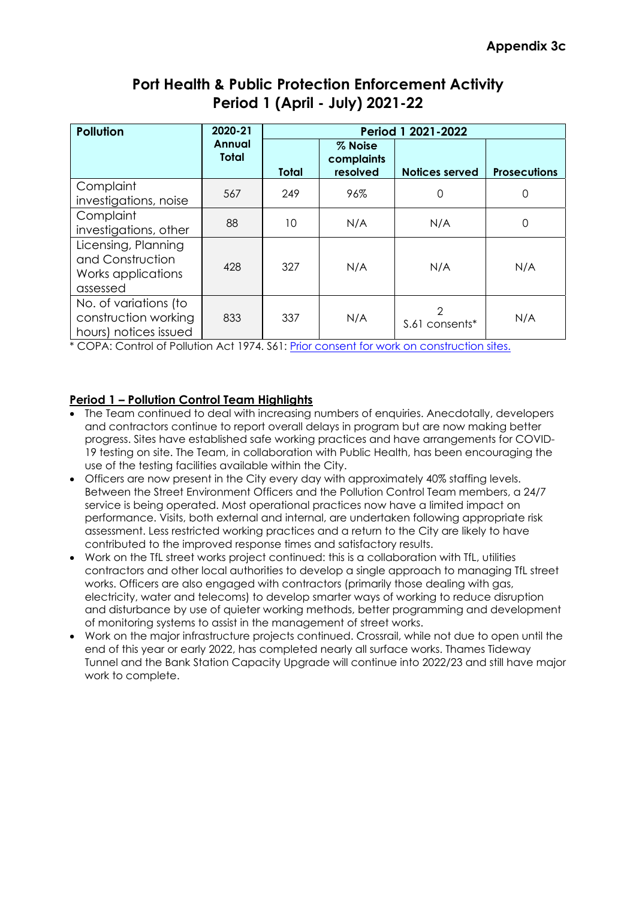**Appendix 3c**

# Port Health & Public Protection Enforcement Activity Period 1 (April - July) 2021-22

| Pollution | 2020-21 Annual Total | Period 1 2021-2022 | | | |
|---|---|---|---|---|---|
| | | Total | % Noise complaints resolved | Notices served | Prosecutions |
| Complaint investigations, noise | 567 | 249 | 96% | 0 | 0 |
| Complaint investigations, other | 88 | 10 | N/A | N/A | 0 |
| Licensing, Planning and Construction Works applications assessed | 428 | 327 | N/A | N/A | N/A |
| No. of variations (to construction working hours) notices issued | 833 | 337 | N/A | 2 S.61 consents* | N/A |

* COPA: Control of Pollution Act 1974. S61: Prior consent for work on construction sites.

## Period 1 – Pollution Control Team Highlights

- The Team continued to deal with increasing numbers of enquiries. Anecdotally, developers and contractors continue to report overall delays in program but are now making better progress. Sites have established safe working practices and have arrangements for COVID-19 testing on site. The Team, in collaboration with Public Health, has been encouraging the use of the testing facilities available within the City.
- Officers are now present in the City every day with approximately 40% staffing levels. Between the Street Environment Officers and the Pollution Control Team members, a 24/7 service is being operated. Most operational practices now have a limited impact on performance. Visits, both external and internal, are undertaken following appropriate risk assessment. Less restricted working practices and a return to the City are likely to have contributed to the improved response times and satisfactory results.
- Work on the TfL street works project continued: this is a collaboration with TfL, utilities contractors and other local authorities to develop a single approach to managing TfL street works. Officers are also engaged with contractors (primarily those dealing with gas, electricity, water and telecoms) to develop smarter ways of working to reduce disruption and disturbance by use of quieter working methods, better programming and development of monitoring systems to assist in the management of street works.
- Work on the major infrastructure projects continued. Crossrail, while not due to open until the end of this year or early 2022, has completed nearly all surface works. Thames Tideway Tunnel and the Bank Station Capacity Upgrade will continue into 2022/23 and still have major work to complete.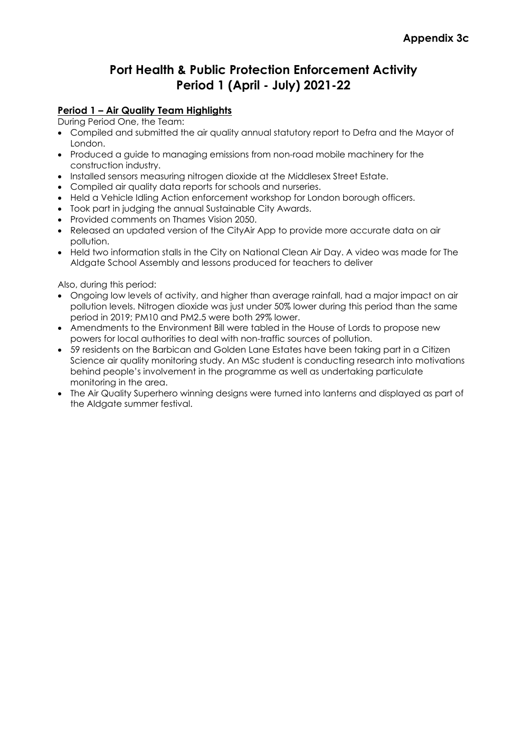**Appendix 3c**

# Port Health & Public Protection Enforcement Activity
# Period 1 (April - July) 2021-22

## Period 1 – Air Quality Team Highlights

During Period One, the Team:

- Compiled and submitted the air quality annual statutory report to Defra and the Mayor of London.
- Produced a guide to managing emissions from non-road mobile machinery for the construction industry.
- Installed sensors measuring nitrogen dioxide at the Middlesex Street Estate.
- Compiled air quality data reports for schools and nurseries.
- Held a Vehicle Idling Action enforcement workshop for London borough officers.
- Took part in judging the annual Sustainable City Awards.
- Provided comments on Thames Vision 2050.
- Released an updated version of the CityAir App to provide more accurate data on air pollution.
- Held two information stalls in the City on National Clean Air Day. A video was made for The Aldgate School Assembly and lessons produced for teachers to deliver

Also, during this period:

- Ongoing low levels of activity, and higher than average rainfall, had a major impact on air pollution levels. Nitrogen dioxide was just under 50% lower during this period than the same period in 2019; PM10 and PM2.5 were both 29% lower.
- Amendments to the Environment Bill were tabled in the House of Lords to propose new powers for local authorities to deal with non-traffic sources of pollution.
- 59 residents on the Barbican and Golden Lane Estates have been taking part in a Citizen Science air quality monitoring study. An MSc student is conducting research into motivations behind people's involvement in the programme as well as undertaking particulate monitoring in the area.
- The Air Quality Superhero winning designs were turned into lanterns and displayed as part of the Aldgate summer festival.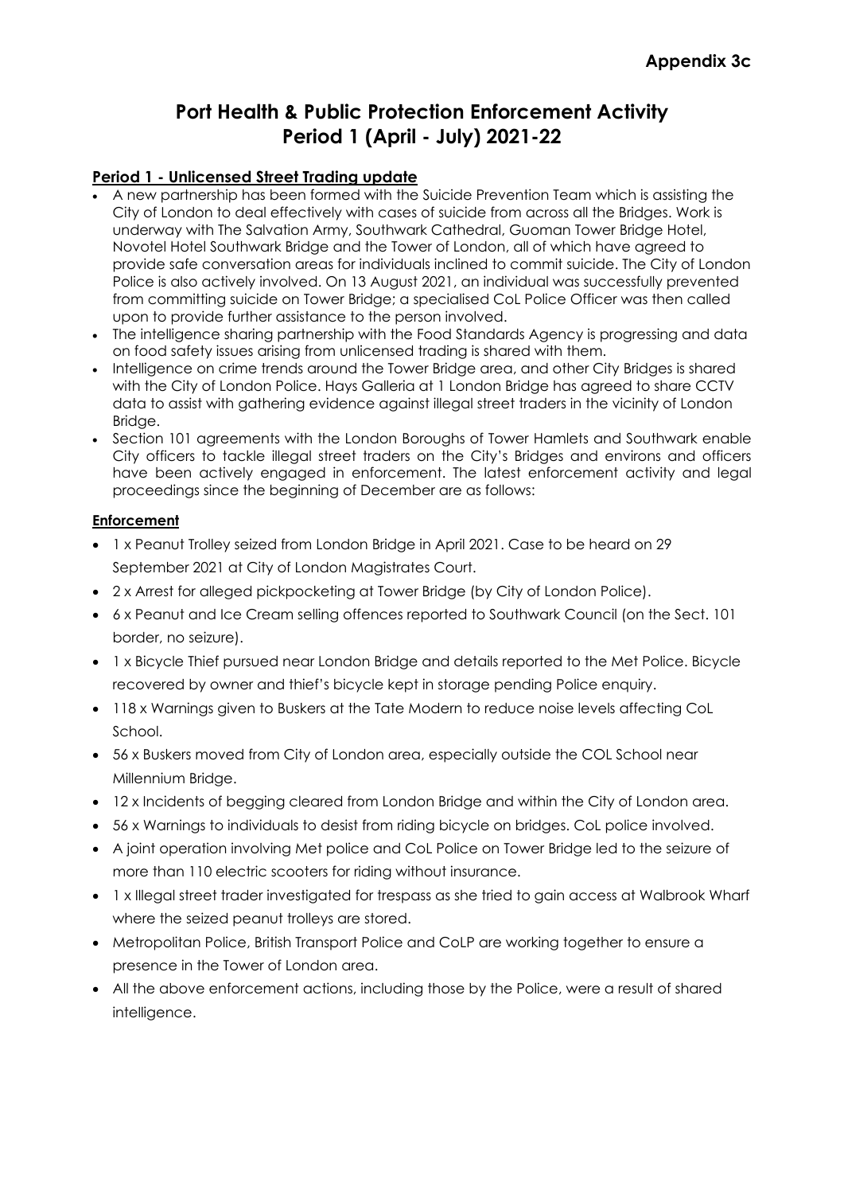**Appendix 3c**

# Port Health & Public Protection Enforcement Activity
# Period 1 (April - July) 2021-22

## Period 1 - Unlicensed Street Trading update

- A new partnership has been formed with the Suicide Prevention Team which is assisting the City of London to deal effectively with cases of suicide from across all the Bridges. Work is underway with The Salvation Army, Southwark Cathedral, Guoman Tower Bridge Hotel, Novotel Hotel Southwark Bridge and the Tower of London, all of which have agreed to provide safe conversation areas for individuals inclined to commit suicide. The City of London Police is also actively involved. On 13 August 2021, an individual was successfully prevented from committing suicide on Tower Bridge; a specialised CoL Police Officer was then called upon to provide further assistance to the person involved.
- The intelligence sharing partnership with the Food Standards Agency is progressing and data on food safety issues arising from unlicensed trading is shared with them.
- Intelligence on crime trends around the Tower Bridge area, and other City Bridges is shared with the City of London Police. Hays Galleria at 1 London Bridge has agreed to share CCTV data to assist with gathering evidence against illegal street traders in the vicinity of London Bridge.
- Section 101 agreements with the London Boroughs of Tower Hamlets and Southwark enable City officers to tackle illegal street traders on the City's Bridges and environs and officers have been actively engaged in enforcement. The latest enforcement activity and legal proceedings since the beginning of December are as follows:

## Enforcement

- 1 x Peanut Trolley seized from London Bridge in April 2021. Case to be heard on 29 September 2021 at City of London Magistrates Court.
- 2 x Arrest for alleged pickpocketing at Tower Bridge (by City of London Police).
- 6 x Peanut and Ice Cream selling offences reported to Southwark Council (on the Sect. 101 border, no seizure).
- 1 x Bicycle Thief pursued near London Bridge and details reported to the Met Police. Bicycle recovered by owner and thief's bicycle kept in storage pending Police enquiry.
- 118 x Warnings given to Buskers at the Tate Modern to reduce noise levels affecting CoL School.
- 56 x Buskers moved from City of London area, especially outside the COL School near Millennium Bridge.
- 12 x Incidents of begging cleared from London Bridge and within the City of London area.
- 56 x Warnings to individuals to desist from riding bicycle on bridges. CoL police involved.
- A joint operation involving Met police and CoL Police on Tower Bridge led to the seizure of more than 110 electric scooters for riding without insurance.
- 1 x Illegal street trader investigated for trespass as she tried to gain access at Walbrook Wharf where the seized peanut trolleys are stored.
- Metropolitan Police, British Transport Police and CoLP are working together to ensure a presence in the Tower of London area.
- All the above enforcement actions, including those by the Police, were a result of shared intelligence.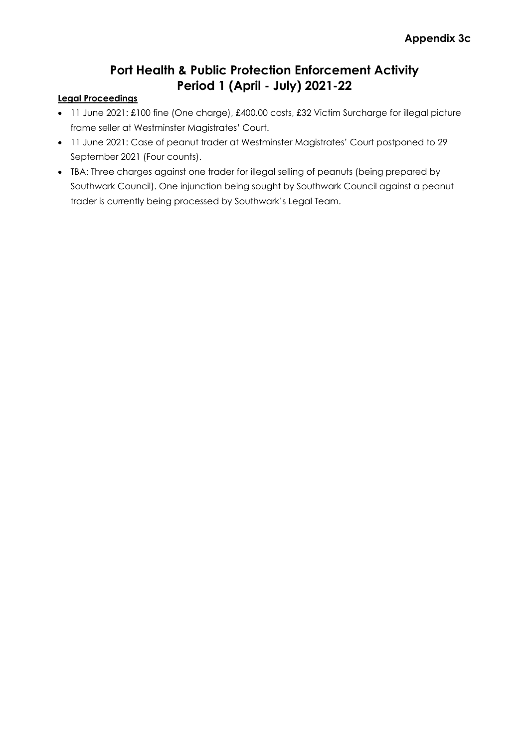**Appendix 3c**

# Port Health & Public Protection Enforcement Activity
# Period 1 (April - July) 2021-22

**Legal Proceedings**

- 11 June 2021: £100 fine (One charge), £400.00 costs, £32 Victim Surcharge for illegal picture frame seller at Westminster Magistrates' Court.
- 11 June 2021: Case of peanut trader at Westminster Magistrates' Court postponed to 29 September 2021 (Four counts).
- TBA: Three charges against one trader for illegal selling of peanuts (being prepared by Southwark Council). One injunction being sought by Southwark Council against a peanut trader is currently being processed by Southwark's Legal Team.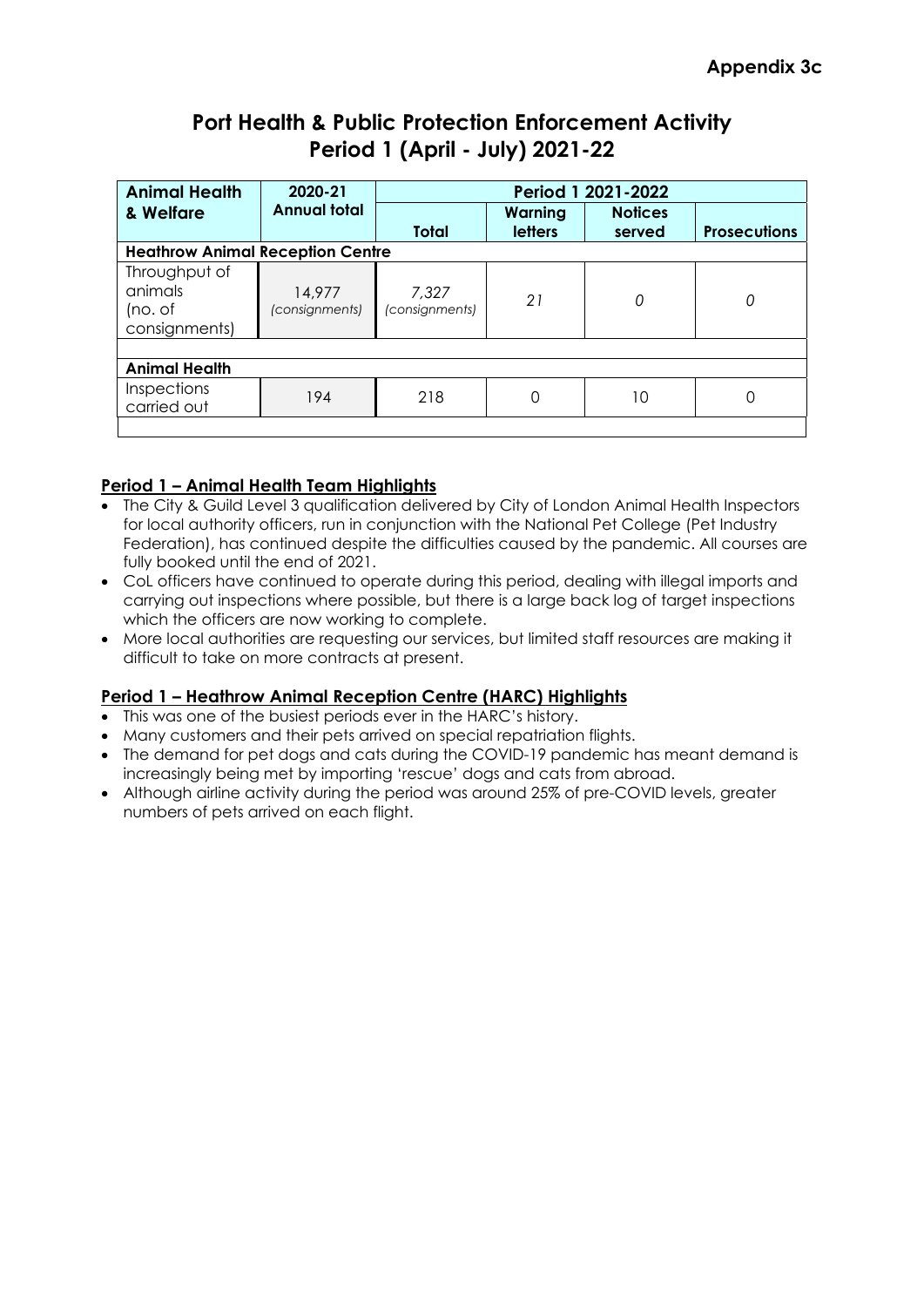**Appendix 3c**

# Port Health & Public Protection Enforcement Activity
# Period 1 (April - July) 2021-22

| Animal Health & Welfare | 2020-21 Annual total | Period 1 2021-2022 | | | |
|---|---|---|---|---|---|
| | | Total | Warning letters | Notices served | Prosecutions |
| **Heathrow Animal Reception Centre** | | | | | |
| Throughput of animals (no. of consignments) | 14,977 *(consignments)* | *7,327 (consignments)* | *21* | *0* | *0* |
| **Animal Health** | | | | | |
| Inspections carried out | 194 | 218 | 0 | 10 | 0 |

### Period 1 – Animal Health Team Highlights

- The City & Guild Level 3 qualification delivered by City of London Animal Health Inspectors for local authority officers, run in conjunction with the National Pet College (Pet Industry Federation), has continued despite the difficulties caused by the pandemic. All courses are fully booked until the end of 2021.
- CoL officers have continued to operate during this period, dealing with illegal imports and carrying out inspections where possible, but there is a large back log of target inspections which the officers are now working to complete.
- More local authorities are requesting our services, but limited staff resources are making it difficult to take on more contracts at present.

### Period 1 – Heathrow Animal Reception Centre (HARC) Highlights

- This was one of the busiest periods ever in the HARC's history.
- Many customers and their pets arrived on special repatriation flights.
- The demand for pet dogs and cats during the COVID-19 pandemic has meant demand is increasingly being met by importing 'rescue' dogs and cats from abroad.
- Although airline activity during the period was around 25% of pre-COVID levels, greater numbers of pets arrived on each flight.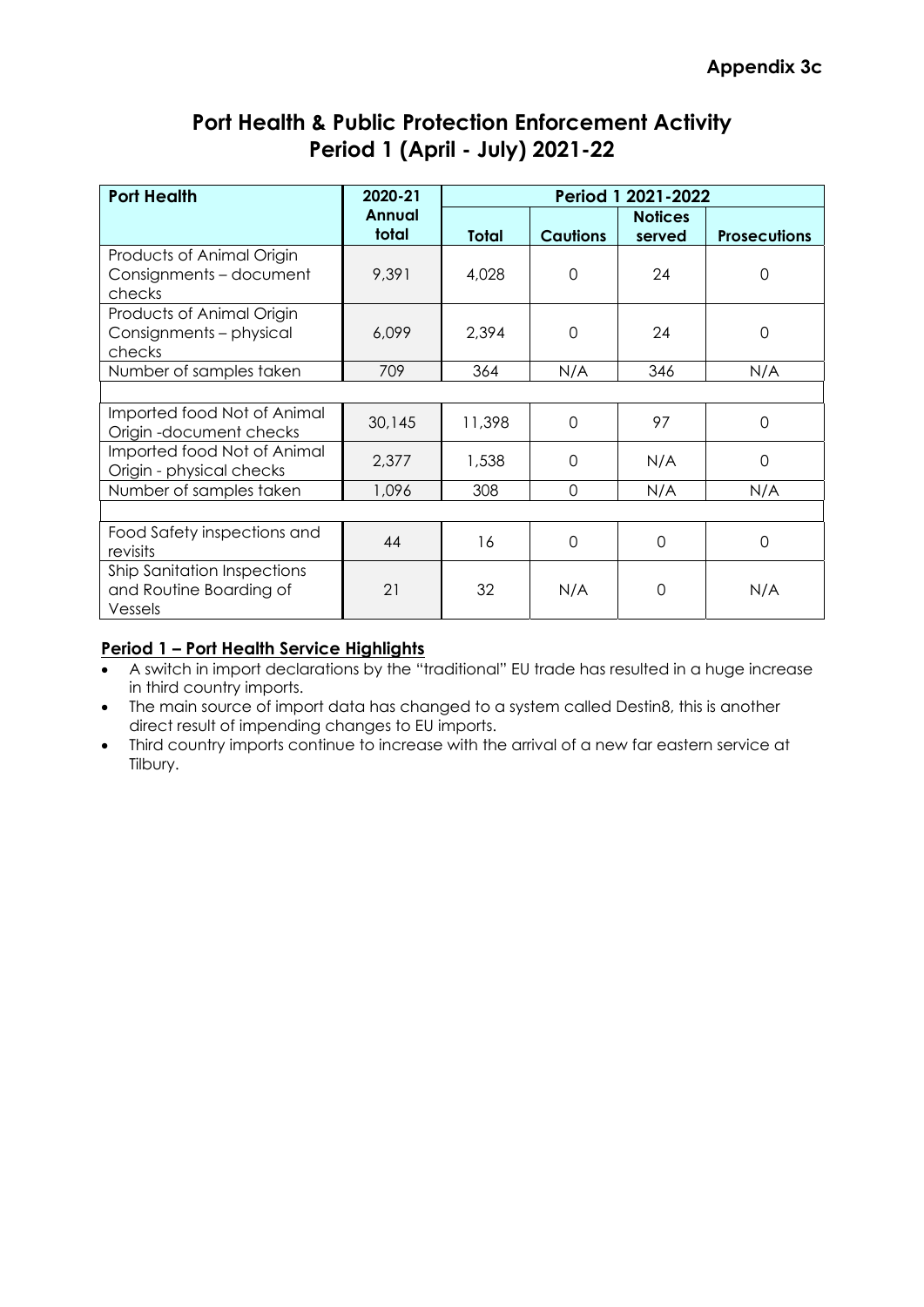**Appendix 3c**

# Port Health & Public Protection Enforcement Activity
# Period 1 (April - July) 2021-22

| Port Health | 2020-21 Annual total | Period 1 2021-2022 | | | |
|---|---|---|---|---|---|
| | | Total | Cautions | Notices served | Prosecutions |
| Products of Animal Origin Consignments – document checks | 9,391 | 4,028 | 0 | 24 | 0 |
| Products of Animal Origin Consignments – physical checks | 6,099 | 2,394 | 0 | 24 | 0 |
| Number of samples taken | 709 | 364 | N/A | 346 | N/A |
| | | | | | |
| Imported food Not of Animal Origin -document checks | 30,145 | 11,398 | 0 | 97 | 0 |
| Imported food Not of Animal Origin - physical checks | 2,377 | 1,538 | 0 | N/A | 0 |
| Number of samples taken | 1,096 | 308 | 0 | N/A | N/A |
| | | | | | |
| Food Safety inspections and revisits | 44 | 16 | 0 | 0 | 0 |
| Ship Sanitation Inspections and Routine Boarding of Vessels | 21 | 32 | N/A | 0 | N/A |

**Period 1 – Port Health Service Highlights**

- A switch in import declarations by the "traditional" EU trade has resulted in a huge increase in third country imports.
- The main source of import data has changed to a system called Destin8, this is another direct result of impending changes to EU imports.
- Third country imports continue to increase with the arrival of a new far eastern service at Tilbury.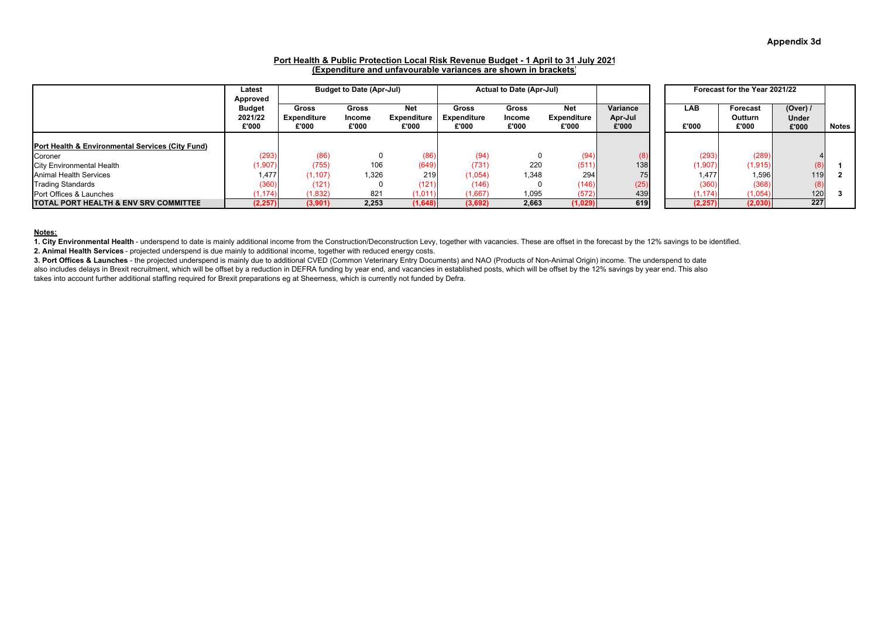**Appendix 3d**

**Port Health & Public Protection Local Risk Revenue Budget - 1 April to 31 July 2021**
**(Expenditure and unfavourable variances are shown in brackets)**

| | Latest Approved Budget 2021/22 £'000 | Budget to Date (Apr-Jul) Gross Expenditure £'000 | Budget to Date (Apr-Jul) Gross Income £'000 | Budget to Date (Apr-Jul) Net Expenditure £'000 | Actual to Date (Apr-Jul) Gross Expenditure £'000 | Actual to Date (Apr-Jul) Gross Income £'000 | Actual to Date (Apr-Jul) Net Expenditure £'000 | Variance Apr-Jul £'000 | Forecast for the Year 2021/22 LAB £'000 | Forecast for the Year 2021/22 Forecast Outturn £'000 | Forecast for the Year 2021/22 (Over) / Under £'000 | Notes |
|---|---|---|---|---|---|---|---|---|---|---|---|---|
| **Port Health & Environmental Services (City Fund)** | | | | | | | | | | | | |
| Coroner | (293) | (86) | 0 | (86) | (94) | 0 | (94) | (8) | (293) | (289) | 4 | |
| City Environmental Health | (1,907) | (755) | 106 | (649) | (731) | 220 | (511) | 138 | (1,907) | (1,915) | (8) | 1 |
| Animal Health Services | 1,477 | (1,107) | 1,326 | 219 | (1,054) | 1,348 | 294 | 75 | 1,477 | 1,596 | 119 | 2 |
| Trading Standards | (360) | (121) | 0 | (121) | (146) | 0 | (146) | (25) | (360) | (368) | (8) | |
| Port Offices & Launches | (1,174) | (1,832) | 821 | (1,011) | (1,667) | 1,095 | (572) | 439 | (1,174) | (1,054) | 120 | 3 |
| **TOTAL PORT HEALTH & ENV SRV COMMITTEE** | **(2,257)** | **(3,901)** | **2,253** | **(1,648)** | **(3,692)** | **2,663** | **(1,029)** | **619** | **(2,257)** | **(2,030)** | **227** | |

**Notes:**

**1. City Environmental Health** - underspend to date is mainly additional income from the Construction/Deconstruction Levy, together with vacancies. These are offset in the forecast by the 12% savings to be identified.

**2. Animal Health Services** - projected underspend is due mainly to additional income, together with reduced energy costs.

**3. Port Offices & Launches** - the projected underspend is mainly due to additional CVED (Common Veterinary Entry Documents) and NAO (Products of Non-Animal Origin) income. The underspend to date also includes delays in Brexit recruitment, which will be offset by a reduction in DEFRA funding by year end, and vacancies in established posts, which will be offset by the 12% savings by year end. This also takes into account further additional staffing required for Brexit preparations eg at Sheerness, which is currently not funded by Defra.